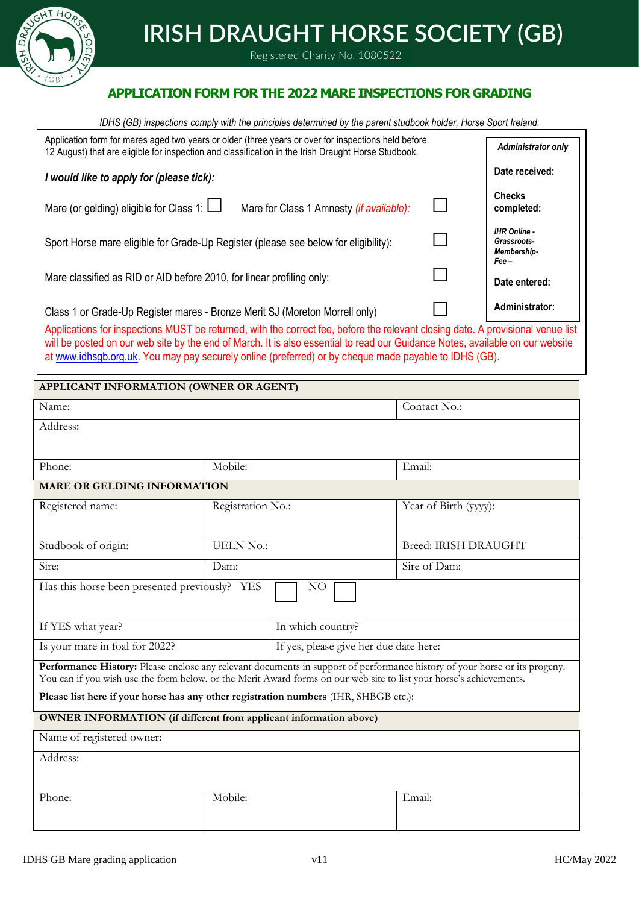# IRISH DRAUGHT HORSE SOCIETY (GB)

Registered Charity No. 1080522

## APPLICATION FORM FOR THE 2022 MARE INSPECTIONS FOR GRADING

*IDHS (GB) inspections comply with the principles determined by the parent studbook holder, Horse Sport Ireland.*

Application form for mares aged two years or older (three years or over for inspections held before 12 August) that are eligible for inspection and classification in the Irish Draught Horse Studbook.

*I would like to apply for (please tick):*

- Mare (or gelding) eligible for Class 1: ☐
- Mare for Class 1 Amnesty *(if available)*: ☐
- Sport Horse mare eligible for Grade-Up Register (please see below for eligibility): ☐
- Mare classified as RID or AID before 2010, for linear profiling only: ☐
- Class 1 or Grade-Up Register mares - Bronze Merit SJ (Moreton Morrell only) ☐

| *Administrator only* |
|---|
| Date received: |
| Checks completed: |
| *IHR Online - Grassroots-Membership-Fee –* |
| Date entered: |
| Administrator: |

Applications for inspections MUST be returned, with the correct fee, before the relevant closing date. A provisional venue list will be posted on our web site by the end of March. It is also essential to read our Guidance Notes, available on our website at www.idhsgb.org.uk. You may pay securely online (preferred) or by cheque made payable to IDHS (GB).

**APPLICANT INFORMATION (OWNER OR AGENT)**

| Name: | | Contact No.: |
|---|---|---|
| Address: | | |
| Phone: | Mobile: | Email: |

**MARE OR GELDING INFORMATION**

| Registered name: | Registration No.: | Year of Birth (yyyy): |
|---|---|---|
| Studbook of origin: | UELN No.: | Breed: IRISH DRAUGHT |
| Sire: | Dam: | Sire of Dam: |

Has this horse been presented previously? YES ☐ NO ☐

| If YES what year? | In which country? |
|---|---|
| Is your mare in foal for 2022? | If yes, please give her due date here: |

**Performance History:** Please enclose any relevant documents in support of performance history of your horse or its progeny. You can if you wish use the form below, or the Merit Award forms on our web site to list your horse's achievements.

**Please list here if your horse has any other registration numbers** (IHR, SHBGB etc.):

**OWNER INFORMATION (if different from applicant information above)**

| Name of registered owner: | | |
|---|---|---|
| Address: | | |
| Phone: | Mobile: | Email: |

IDHS GB Mare grading application v11 HC/May 2022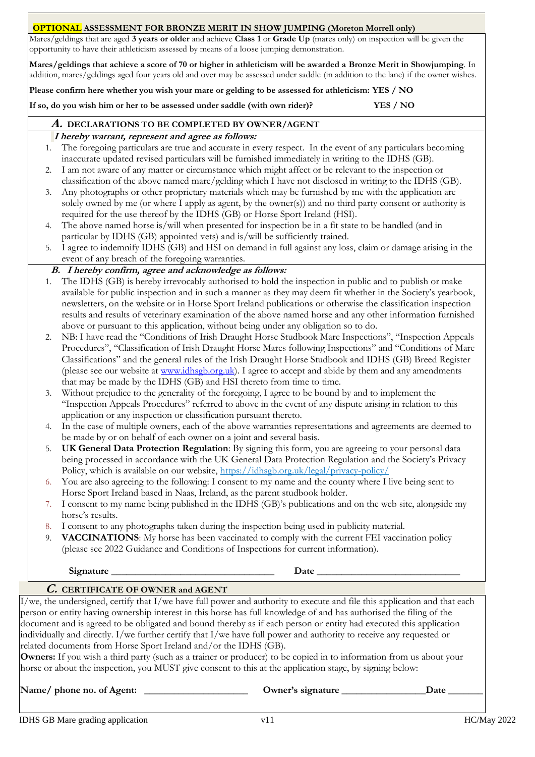**OPTIONAL ASSESSMENT FOR BRONZE MERIT IN SHOW JUMPING (Moreton Morrell only)**

Mares/geldings that are aged **3 years or older** and achieve **Class 1** or **Grade Up** (mares only) on inspection will be given the opportunity to have their athleticism assessed by means of a loose jumping demonstration.

**Mares/geldings that achieve a score of 70 or higher in athleticism will be awarded a Bronze Merit in Showjumping**. In addition, mares/geldings aged four years old and over may be assessed under saddle (in addition to the lane) if the owner wishes.

**Please confirm here whether you wish your mare or gelding to be assessed for athleticism: YES / NO**

**If so, do you wish him or her to be assessed under saddle (with own rider)? YES / NO**

## *A.* DECLARATIONS TO BE COMPLETED BY OWNER/AGENT

***I hereby warrant, represent and agree as follows:***

1. The foregoing particulars are true and accurate in every respect. In the event of any particulars becoming inaccurate updated revised particulars will be furnished immediately in writing to the IDHS (GB).
2. I am not aware of any matter or circumstance which might affect or be relevant to the inspection or classification of the above named mare/gelding which I have not disclosed in writing to the IDHS (GB).
3. Any photographs or other proprietary materials which may be furnished by me with the application are solely owned by me (or where I apply as agent, by the owner(s)) and no third party consent or authority is required for the use thereof by the IDHS (GB) or Horse Sport Ireland (HSI).
4. The above named horse is/will when presented for inspection be in a fit state to be handled (and in particular by IDHS (GB) appointed vets) and is/will be sufficiently trained.
5. I agree to indemnify IDHS (GB) and HSI on demand in full against any loss, claim or damage arising in the event of any breach of the foregoing warranties.

***B. I hereby confirm, agree and acknowledge as follows:***

1. The IDHS (GB) is hereby irrevocably authorised to hold the inspection in public and to publish or make available for public inspection and in such a manner as they may deem fit whether in the Society's yearbook, newsletters, on the website or in Horse Sport Ireland publications or otherwise the classification inspection results and results of veterinary examination of the above named horse and any other information furnished above or pursuant to this application, without being under any obligation so to do.
2. NB: I have read the "Conditions of Irish Draught Horse Studbook Mare Inspections", "Inspection Appeals Procedures", "Classification of Irish Draught Horse Mares following Inspections" and "Conditions of Mare Classifications" and the general rules of the Irish Draught Horse Studbook and IDHS (GB) Breed Register (please see our website at www.idhsgb.org.uk). I agree to accept and abide by them and any amendments that may be made by the IDHS (GB) and HSI thereto from time to time.
3. Without prejudice to the generality of the foregoing, I agree to be bound by and to implement the "Inspection Appeals Procedures" referred to above in the event of any dispute arising in relation to this application or any inspection or classification pursuant thereto.
4. In the case of multiple owners, each of the above warranties representations and agreements are deemed to be made by or on behalf of each owner on a joint and several basis.
5. **UK General Data Protection Regulation**: By signing this form, you are agreeing to your personal data being processed in accordance with the UK General Data Protection Regulation and the Society's Privacy Policy, which is available on our website, https://idhsgb.org.uk/legal/privacy-policy/
6. You are also agreeing to the following: I consent to my name and the county where I live being sent to Horse Sport Ireland based in Naas, Ireland, as the parent studbook holder.
7. I consent to my name being published in the IDHS (GB)'s publications and on the web site, alongside my horse's results.
8. I consent to any photographs taken during the inspection being used in publicity material.
9. **VACCINATIONS**: My horse has been vaccinated to comply with the current FEI vaccination policy (please see 2022 Guidance and Conditions of Inspections for current information).

**Signature** ________________________________ **Date** ____________________________

## *C.* CERTIFICATE OF OWNER and AGENT

I/we, the undersigned, certify that I/we have full power and authority to execute and file this application and that each person or entity having ownership interest in this horse has full knowledge of and has authorised the filing of the document and is agreed to be obligated and bound thereby as if each person or entity had executed this application individually and directly. I/we further certify that I/we have full power and authority to receive any requested or related documents from Horse Sport Ireland and/or the IDHS (GB).

**Owners:** If you wish a third party (such as a trainer or producer) to be copied in to information from us about your horse or about the inspection, you MUST give consent to this at the application stage, by signing below:

**Name/ phone no. of Agent:** ____________________ **Owner's signature** ________________ **Date** _______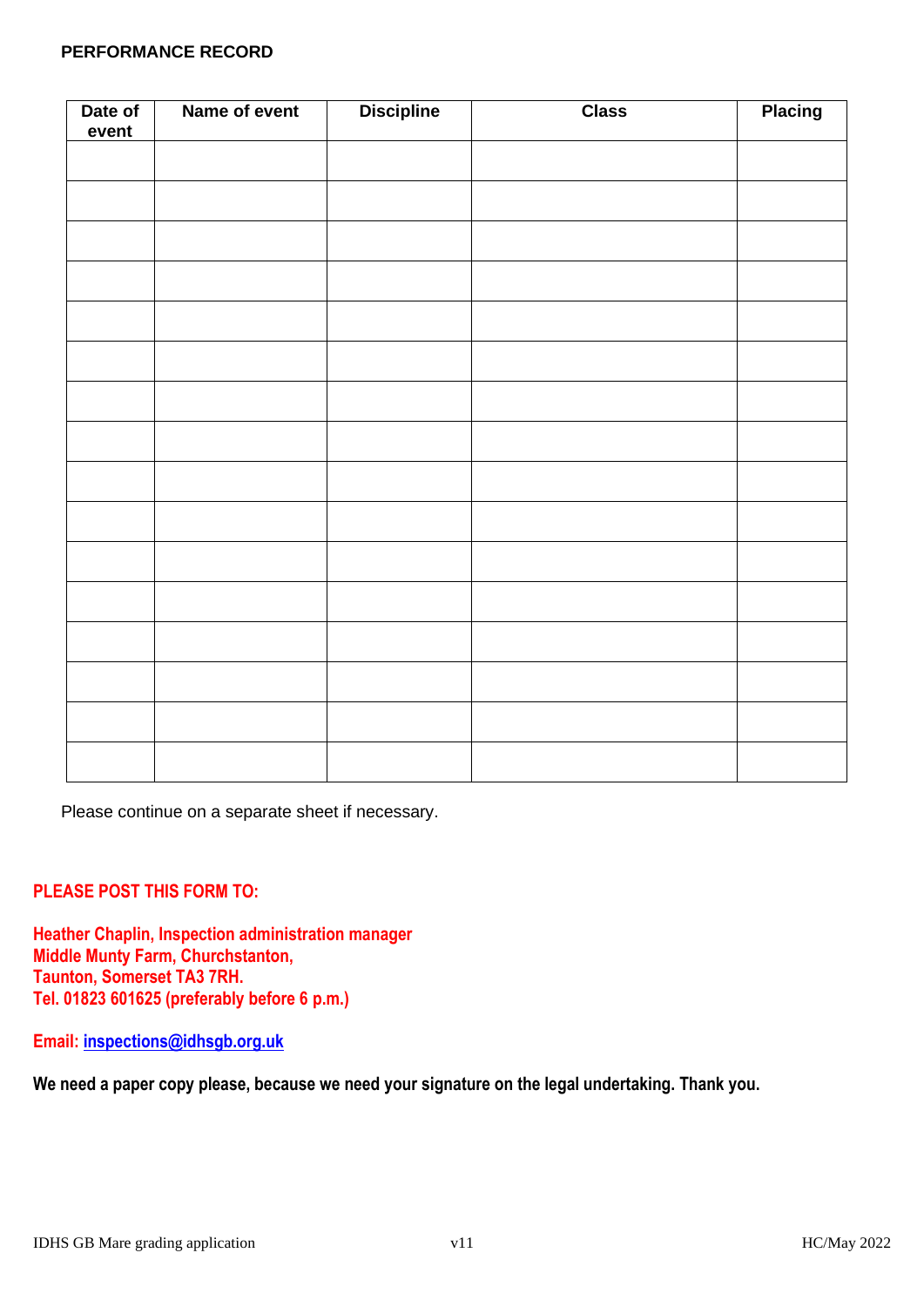**PERFORMANCE RECORD**

| Date of event | Name of event | Discipline | Class | Placing |
|---|---|---|---|---|
| | | | | |
| | | | | |
| | | | | |
| | | | | |
| | | | | |
| | | | | |
| | | | | |
| | | | | |
| | | | | |
| | | | | |
| | | | | |
| | | | | |
| | | | | |
| | | | | |
| | | | | |
| | | | | |

Please continue on a separate sheet if necessary.

**PLEASE POST THIS FORM TO:**

**Heather Chaplin, Inspection administration manager**
**Middle Munty Farm, Churchstanton,**
**Taunton, Somerset TA3 7RH.**
**Tel. 01823 601625 (preferably before 6 p.m.)**

**Email: inspections@idhsgb.org.uk**

**We need a paper copy please, because we need your signature on the legal undertaking. Thank you.**